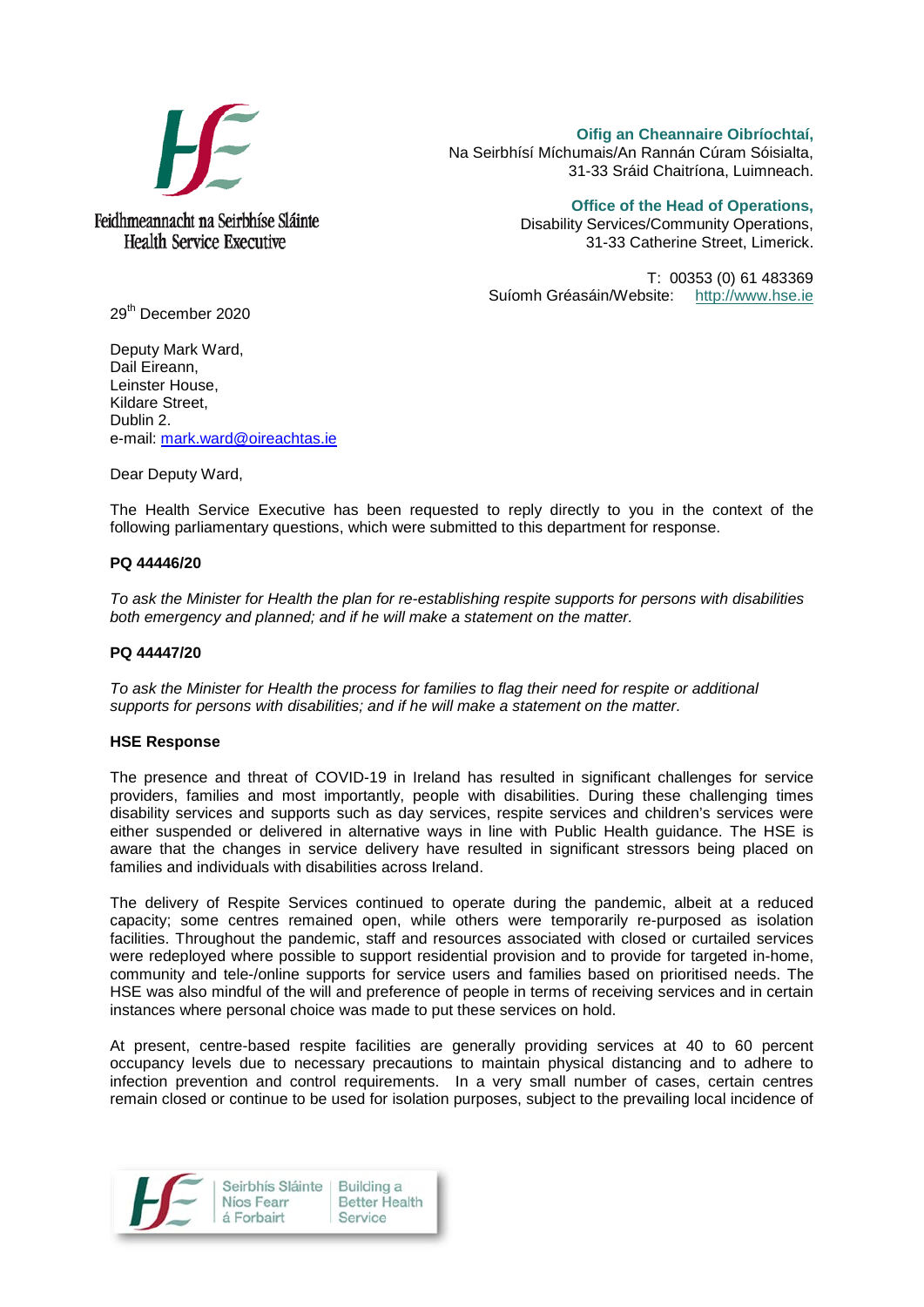Feidhmeannacht na Seirbhíse Sláinte
Health Service Executive

**Oifig an Cheannaire Oibríochtaí,**
Na Seirbhísí Míchumais/An Rannán Cúram Sóisialta,
31-33 Sráid Chaitríona, Luimneach.

**Office of the Head of Operations,**
Disability Services/Community Operations,
31-33 Catherine Street, Limerick.

T: 00353 (0) 61 483369
Suíomh Gréasáin/Website: http://www.hse.ie

29th December 2020

Deputy Mark Ward,
Dail Eireann,
Leinster House,
Kildare Street,
Dublin 2.
e-mail: mark.ward@oireachtas.ie

Dear Deputy Ward,

The Health Service Executive has been requested to reply directly to you in the context of the following parliamentary questions, which were submitted to this department for response.

**PQ 44446/20**

*To ask the Minister for Health the plan for re-establishing respite supports for persons with disabilities both emergency and planned; and if he will make a statement on the matter.*

**PQ 44447/20**

*To ask the Minister for Health the process for families to flag their need for respite or additional supports for persons with disabilities; and if he will make a statement on the matter.*

**HSE Response**

The presence and threat of COVID-19 in Ireland has resulted in significant challenges for service providers, families and most importantly, people with disabilities. During these challenging times disability services and supports such as day services, respite services and children's services were either suspended or delivered in alternative ways in line with Public Health guidance. The HSE is aware that the changes in service delivery have resulted in significant stressors being placed on families and individuals with disabilities across Ireland.

The delivery of Respite Services continued to operate during the pandemic, albeit at a reduced capacity; some centres remained open, while others were temporarily re-purposed as isolation facilities. Throughout the pandemic, staff and resources associated with closed or curtailed services were redeployed where possible to support residential provision and to provide for targeted in-home, community and tele-/online supports for service users and families based on prioritised needs. The HSE was also mindful of the will and preference of people in terms of receiving services and in certain instances where personal choice was made to put these services on hold.

At present, centre-based respite facilities are generally providing services at 40 to 60 percent occupancy levels due to necessary precautions to maintain physical distancing and to adhere to infection prevention and control requirements. In a very small number of cases, certain centres remain closed or continue to be used for isolation purposes, subject to the prevailing local incidence of

Seirbhís Sláinte Níos Fearr á Forbairt | Building a Better Health Service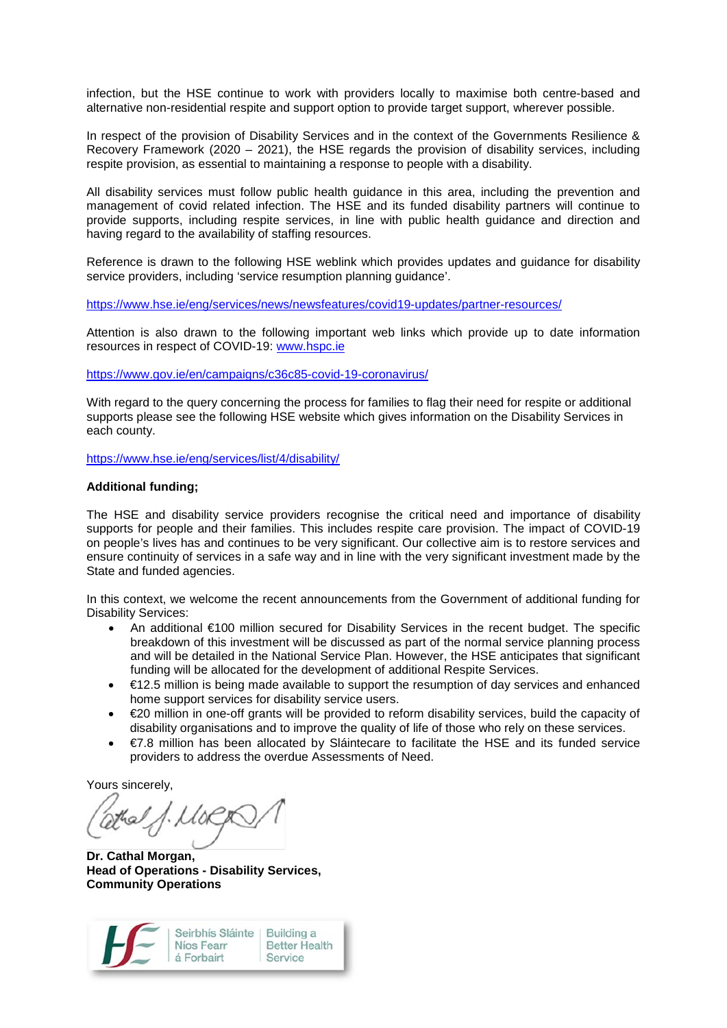infection, but the HSE continue to work with providers locally to maximise both centre-based and alternative non-residential respite and support option to provide target support, wherever possible.

In respect of the provision of Disability Services and in the context of the Governments Resilience & Recovery Framework (2020 – 2021), the HSE regards the provision of disability services, including respite provision, as essential to maintaining a response to people with a disability.

All disability services must follow public health guidance in this area, including the prevention and management of covid related infection. The HSE and its funded disability partners will continue to provide supports, including respite services, in line with public health guidance and direction and having regard to the availability of staffing resources.

Reference is drawn to the following HSE weblink which provides updates and guidance for disability service providers, including 'service resumption planning guidance'.

https://www.hse.ie/eng/services/news/newsfeatures/covid19-updates/partner-resources/

Attention is also drawn to the following important web links which provide up to date information resources in respect of COVID-19: www.hspc.ie

https://www.gov.ie/en/campaigns/c36c85-covid-19-coronavirus/

With regard to the query concerning the process for families to flag their need for respite or additional supports please see the following HSE website which gives information on the Disability Services in each county.

https://www.hse.ie/eng/services/list/4/disability/

**Additional funding;**

The HSE and disability service providers recognise the critical need and importance of disability supports for people and their families. This includes respite care provision. The impact of COVID-19 on people's lives has and continues to be very significant. Our collective aim is to restore services and ensure continuity of services in a safe way and in line with the very significant investment made by the State and funded agencies.

In this context, we welcome the recent announcements from the Government of additional funding for Disability Services:

- An additional €100 million secured for Disability Services in the recent budget. The specific breakdown of this investment will be discussed as part of the normal service planning process and will be detailed in the National Service Plan. However, the HSE anticipates that significant funding will be allocated for the development of additional Respite Services.
- €12.5 million is being made available to support the resumption of day services and enhanced home support services for disability service users.
- €20 million in one-off grants will be provided to reform disability services, build the capacity of disability organisations and to improve the quality of life of those who rely on these services.
- €7.8 million has been allocated by Sláintecare to facilitate the HSE and its funded service providers to address the overdue Assessments of Need.

Yours sincerely,

**Dr. Cathal Morgan,**
**Head of Operations - Disability Services,**
**Community Operations**

Seirbhís Sláinte Níos Fearr á Forbairt | Building a Better Health Service